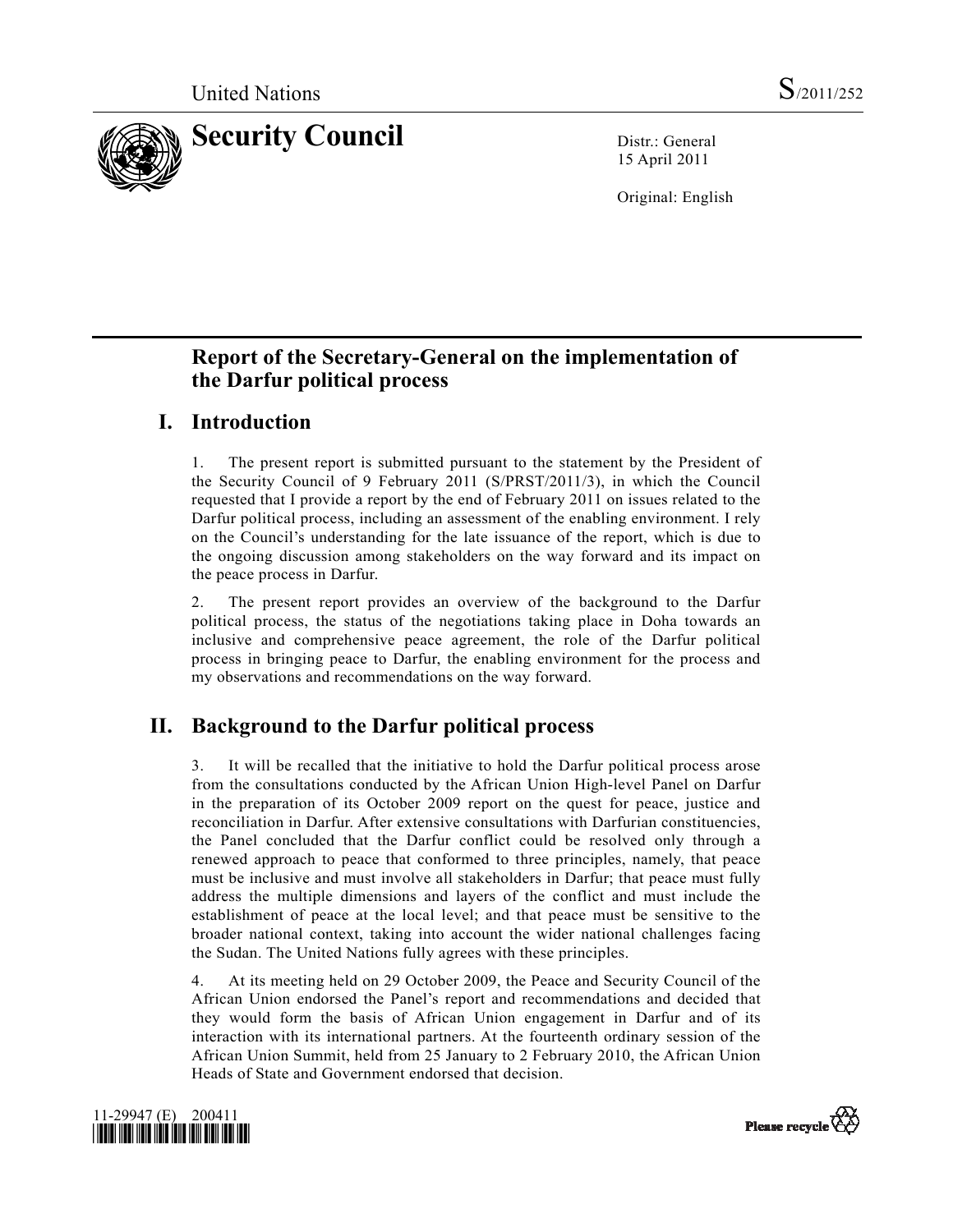United Nations S/2011/252

# Security Council

Distr.: General
15 April 2011

Original: English

## Report of the Secretary-General on the implementation of the Darfur political process

### I. Introduction

1. The present report is submitted pursuant to the statement by the President of the Security Council of 9 February 2011 (S/PRST/2011/3), in which the Council requested that I provide a report by the end of February 2011 on issues related to the Darfur political process, including an assessment of the enabling environment. I rely on the Council's understanding for the late issuance of the report, which is due to the ongoing discussion among stakeholders on the way forward and its impact on the peace process in Darfur.

2. The present report provides an overview of the background to the Darfur political process, the status of the negotiations taking place in Doha towards an inclusive and comprehensive peace agreement, the role of the Darfur political process in bringing peace to Darfur, the enabling environment for the process and my observations and recommendations on the way forward.

### II. Background to the Darfur political process

3. It will be recalled that the initiative to hold the Darfur political process arose from the consultations conducted by the African Union High-level Panel on Darfur in the preparation of its October 2009 report on the quest for peace, justice and reconciliation in Darfur. After extensive consultations with Darfurian constituencies, the Panel concluded that the Darfur conflict could be resolved only through a renewed approach to peace that conformed to three principles, namely, that peace must be inclusive and must involve all stakeholders in Darfur; that peace must fully address the multiple dimensions and layers of the conflict and must include the establishment of peace at the local level; and that peace must be sensitive to the broader national context, taking into account the wider national challenges facing the Sudan. The United Nations fully agrees with these principles.

4. At its meeting held on 29 October 2009, the Peace and Security Council of the African Union endorsed the Panel's report and recommendations and decided that they would form the basis of African Union engagement in Darfur and of its interaction with its international partners. At the fourteenth ordinary session of the African Union Summit, held from 25 January to 2 February 2010, the African Union Heads of State and Government endorsed that decision.

11-29947 (E) 200411

Please recycle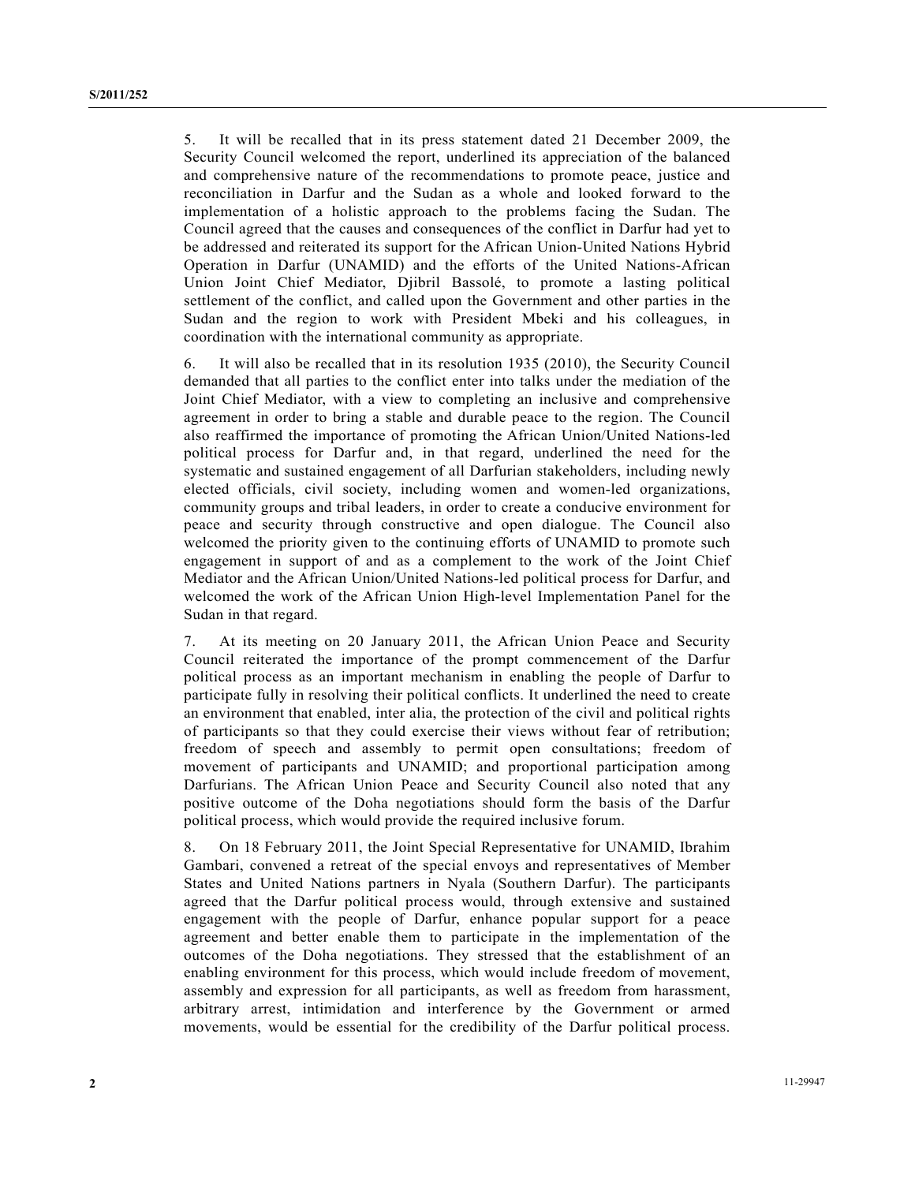5. It will be recalled that in its press statement dated 21 December 2009, the Security Council welcomed the report, underlined its appreciation of the balanced and comprehensive nature of the recommendations to promote peace, justice and reconciliation in Darfur and the Sudan as a whole and looked forward to the implementation of a holistic approach to the problems facing the Sudan. The Council agreed that the causes and consequences of the conflict in Darfur had yet to be addressed and reiterated its support for the African Union-United Nations Hybrid Operation in Darfur (UNAMID) and the efforts of the United Nations-African Union Joint Chief Mediator, Djibril Bassolé, to promote a lasting political settlement of the conflict, and called upon the Government and other parties in the Sudan and the region to work with President Mbeki and his colleagues, in coordination with the international community as appropriate.

6. It will also be recalled that in its resolution 1935 (2010), the Security Council demanded that all parties to the conflict enter into talks under the mediation of the Joint Chief Mediator, with a view to completing an inclusive and comprehensive agreement in order to bring a stable and durable peace to the region. The Council also reaffirmed the importance of promoting the African Union/United Nations-led political process for Darfur and, in that regard, underlined the need for the systematic and sustained engagement of all Darfurian stakeholders, including newly elected officials, civil society, including women and women-led organizations, community groups and tribal leaders, in order to create a conducive environment for peace and security through constructive and open dialogue. The Council also welcomed the priority given to the continuing efforts of UNAMID to promote such engagement in support of and as a complement to the work of the Joint Chief Mediator and the African Union/United Nations-led political process for Darfur, and welcomed the work of the African Union High-level Implementation Panel for the Sudan in that regard.

7. At its meeting on 20 January 2011, the African Union Peace and Security Council reiterated the importance of the prompt commencement of the Darfur political process as an important mechanism in enabling the people of Darfur to participate fully in resolving their political conflicts. It underlined the need to create an environment that enabled, inter alia, the protection of the civil and political rights of participants so that they could exercise their views without fear of retribution; freedom of speech and assembly to permit open consultations; freedom of movement of participants and UNAMID; and proportional participation among Darfurians. The African Union Peace and Security Council also noted that any positive outcome of the Doha negotiations should form the basis of the Darfur political process, which would provide the required inclusive forum.

8. On 18 February 2011, the Joint Special Representative for UNAMID, Ibrahim Gambari, convened a retreat of the special envoys and representatives of Member States and United Nations partners in Nyala (Southern Darfur). The participants agreed that the Darfur political process would, through extensive and sustained engagement with the people of Darfur, enhance popular support for a peace agreement and better enable them to participate in the implementation of the outcomes of the Doha negotiations. They stressed that the establishment of an enabling environment for this process, which would include freedom of movement, assembly and expression for all participants, as well as freedom from harassment, arbitrary arrest, intimidation and interference by the Government or armed movements, would be essential for the credibility of the Darfur political process.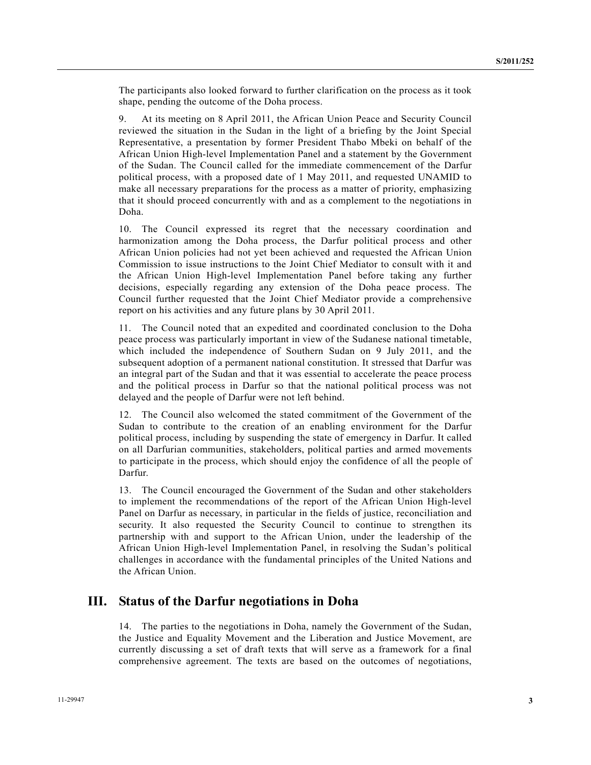The participants also looked forward to further clarification on the process as it took shape, pending the outcome of the Doha process.

9. At its meeting on 8 April 2011, the African Union Peace and Security Council reviewed the situation in the Sudan in the light of a briefing by the Joint Special Representative, a presentation by former President Thabo Mbeki on behalf of the African Union High-level Implementation Panel and a statement by the Government of the Sudan. The Council called for the immediate commencement of the Darfur political process, with a proposed date of 1 May 2011, and requested UNAMID to make all necessary preparations for the process as a matter of priority, emphasizing that it should proceed concurrently with and as a complement to the negotiations in Doha.

10. The Council expressed its regret that the necessary coordination and harmonization among the Doha process, the Darfur political process and other African Union policies had not yet been achieved and requested the African Union Commission to issue instructions to the Joint Chief Mediator to consult with it and the African Union High-level Implementation Panel before taking any further decisions, especially regarding any extension of the Doha peace process. The Council further requested that the Joint Chief Mediator provide a comprehensive report on his activities and any future plans by 30 April 2011.

11. The Council noted that an expedited and coordinated conclusion to the Doha peace process was particularly important in view of the Sudanese national timetable, which included the independence of Southern Sudan on 9 July 2011, and the subsequent adoption of a permanent national constitution. It stressed that Darfur was an integral part of the Sudan and that it was essential to accelerate the peace process and the political process in Darfur so that the national political process was not delayed and the people of Darfur were not left behind.

12. The Council also welcomed the stated commitment of the Government of the Sudan to contribute to the creation of an enabling environment for the Darfur political process, including by suspending the state of emergency in Darfur. It called on all Darfurian communities, stakeholders, political parties and armed movements to participate in the process, which should enjoy the confidence of all the people of Darfur.

13. The Council encouraged the Government of the Sudan and other stakeholders to implement the recommendations of the report of the African Union High-level Panel on Darfur as necessary, in particular in the fields of justice, reconciliation and security. It also requested the Security Council to continue to strengthen its partnership with and support to the African Union, under the leadership of the African Union High-level Implementation Panel, in resolving the Sudan's political challenges in accordance with the fundamental principles of the United Nations and the African Union.

## III. Status of the Darfur negotiations in Doha

14. The parties to the negotiations in Doha, namely the Government of the Sudan, the Justice and Equality Movement and the Liberation and Justice Movement, are currently discussing a set of draft texts that will serve as a framework for a final comprehensive agreement. The texts are based on the outcomes of negotiations,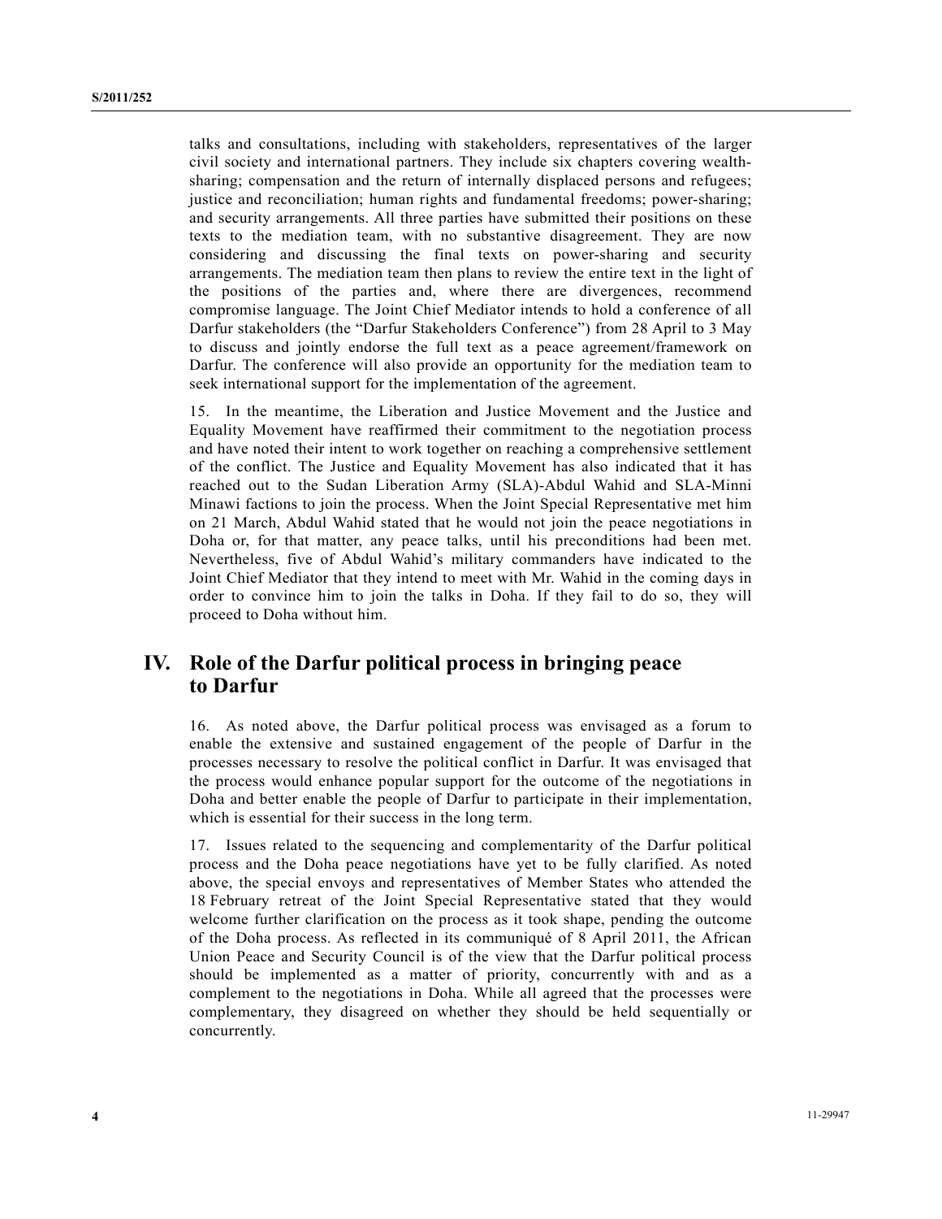talks and consultations, including with stakeholders, representatives of the larger civil society and international partners. They include six chapters covering wealth-sharing; compensation and the return of internally displaced persons and refugees; justice and reconciliation; human rights and fundamental freedoms; power-sharing; and security arrangements. All three parties have submitted their positions on these texts to the mediation team, with no substantive disagreement. They are now considering and discussing the final texts on power-sharing and security arrangements. The mediation team then plans to review the entire text in the light of the positions of the parties and, where there are divergences, recommend compromise language. The Joint Chief Mediator intends to hold a conference of all Darfur stakeholders (the "Darfur Stakeholders Conference") from 28 April to 3 May to discuss and jointly endorse the full text as a peace agreement/framework on Darfur. The conference will also provide an opportunity for the mediation team to seek international support for the implementation of the agreement.

15. In the meantime, the Liberation and Justice Movement and the Justice and Equality Movement have reaffirmed their commitment to the negotiation process and have noted their intent to work together on reaching a comprehensive settlement of the conflict. The Justice and Equality Movement has also indicated that it has reached out to the Sudan Liberation Army (SLA)-Abdul Wahid and SLA-Minni Minawi factions to join the process. When the Joint Special Representative met him on 21 March, Abdul Wahid stated that he would not join the peace negotiations in Doha or, for that matter, any peace talks, until his preconditions had been met. Nevertheless, five of Abdul Wahid's military commanders have indicated to the Joint Chief Mediator that they intend to meet with Mr. Wahid in the coming days in order to convince him to join the talks in Doha. If they fail to do so, they will proceed to Doha without him.

## IV. Role of the Darfur political process in bringing peace to Darfur

16. As noted above, the Darfur political process was envisaged as a forum to enable the extensive and sustained engagement of the people of Darfur in the processes necessary to resolve the political conflict in Darfur. It was envisaged that the process would enhance popular support for the outcome of the negotiations in Doha and better enable the people of Darfur to participate in their implementation, which is essential for their success in the long term.

17. Issues related to the sequencing and complementarity of the Darfur political process and the Doha peace negotiations have yet to be fully clarified. As noted above, the special envoys and representatives of Member States who attended the 18 February retreat of the Joint Special Representative stated that they would welcome further clarification on the process as it took shape, pending the outcome of the Doha process. As reflected in its communiqué of 8 April 2011, the African Union Peace and Security Council is of the view that the Darfur political process should be implemented as a matter of priority, concurrently with and as a complement to the negotiations in Doha. While all agreed that the processes were complementary, they disagreed on whether they should be held sequentially or concurrently.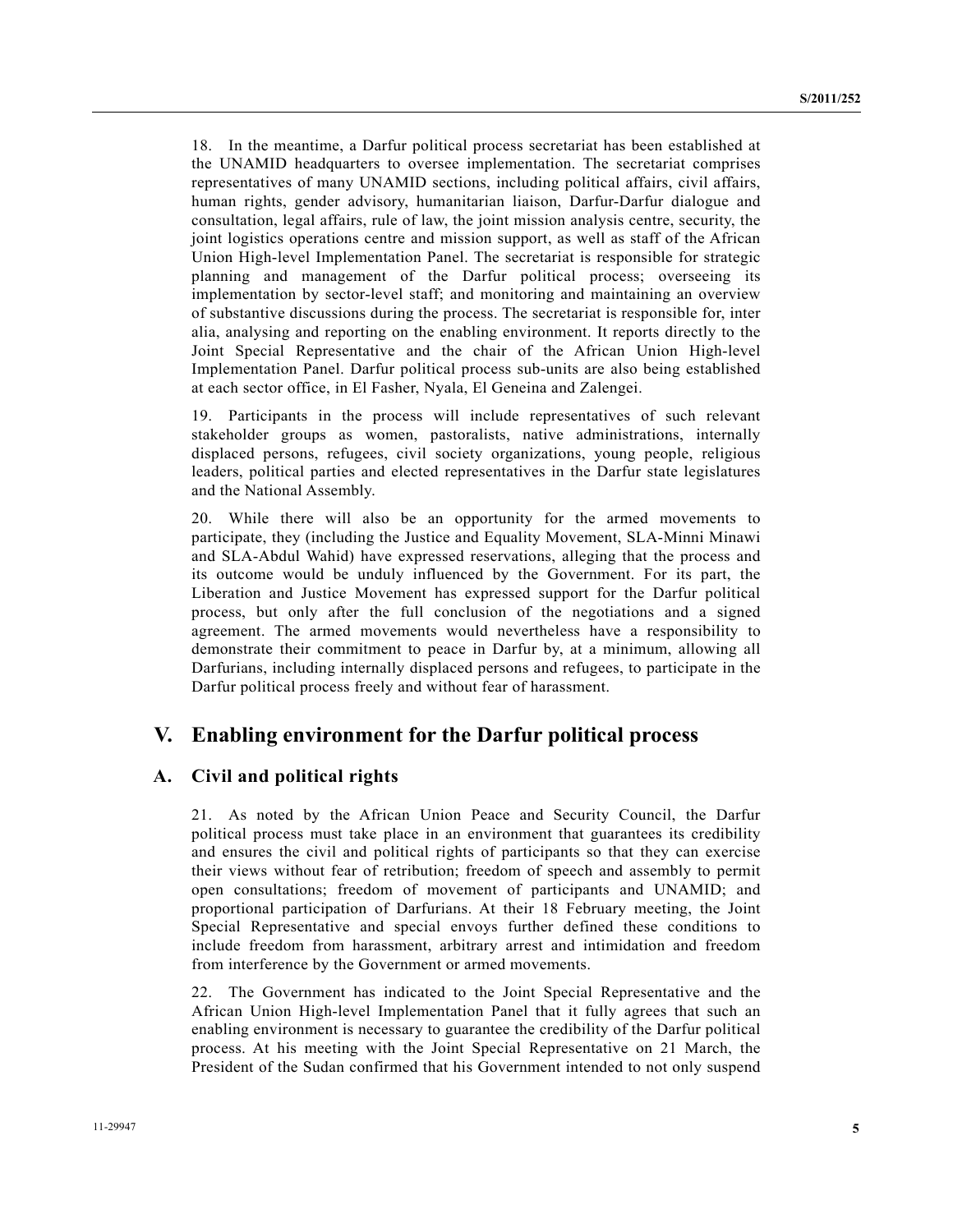18. In the meantime, a Darfur political process secretariat has been established at the UNAMID headquarters to oversee implementation. The secretariat comprises representatives of many UNAMID sections, including political affairs, civil affairs, human rights, gender advisory, humanitarian liaison, Darfur-Darfur dialogue and consultation, legal affairs, rule of law, the joint mission analysis centre, security, the joint logistics operations centre and mission support, as well as staff of the African Union High-level Implementation Panel. The secretariat is responsible for strategic planning and management of the Darfur political process; overseeing its implementation by sector-level staff; and monitoring and maintaining an overview of substantive discussions during the process. The secretariat is responsible for, inter alia, analysing and reporting on the enabling environment. It reports directly to the Joint Special Representative and the chair of the African Union High-level Implementation Panel. Darfur political process sub-units are also being established at each sector office, in El Fasher, Nyala, El Geneina and Zalengei.

19. Participants in the process will include representatives of such relevant stakeholder groups as women, pastoralists, native administrations, internally displaced persons, refugees, civil society organizations, young people, religious leaders, political parties and elected representatives in the Darfur state legislatures and the National Assembly.

20. While there will also be an opportunity for the armed movements to participate, they (including the Justice and Equality Movement, SLA-Minni Minawi and SLA-Abdul Wahid) have expressed reservations, alleging that the process and its outcome would be unduly influenced by the Government. For its part, the Liberation and Justice Movement has expressed support for the Darfur political process, but only after the full conclusion of the negotiations and a signed agreement. The armed movements would nevertheless have a responsibility to demonstrate their commitment to peace in Darfur by, at a minimum, allowing all Darfurians, including internally displaced persons and refugees, to participate in the Darfur political process freely and without fear of harassment.

## V. Enabling environment for the Darfur political process

### A. Civil and political rights

21. As noted by the African Union Peace and Security Council, the Darfur political process must take place in an environment that guarantees its credibility and ensures the civil and political rights of participants so that they can exercise their views without fear of retribution; freedom of speech and assembly to permit open consultations; freedom of movement of participants and UNAMID; and proportional participation of Darfurians. At their 18 February meeting, the Joint Special Representative and special envoys further defined these conditions to include freedom from harassment, arbitrary arrest and intimidation and freedom from interference by the Government or armed movements.

22. The Government has indicated to the Joint Special Representative and the African Union High-level Implementation Panel that it fully agrees that such an enabling environment is necessary to guarantee the credibility of the Darfur political process. At his meeting with the Joint Special Representative on 21 March, the President of the Sudan confirmed that his Government intended to not only suspend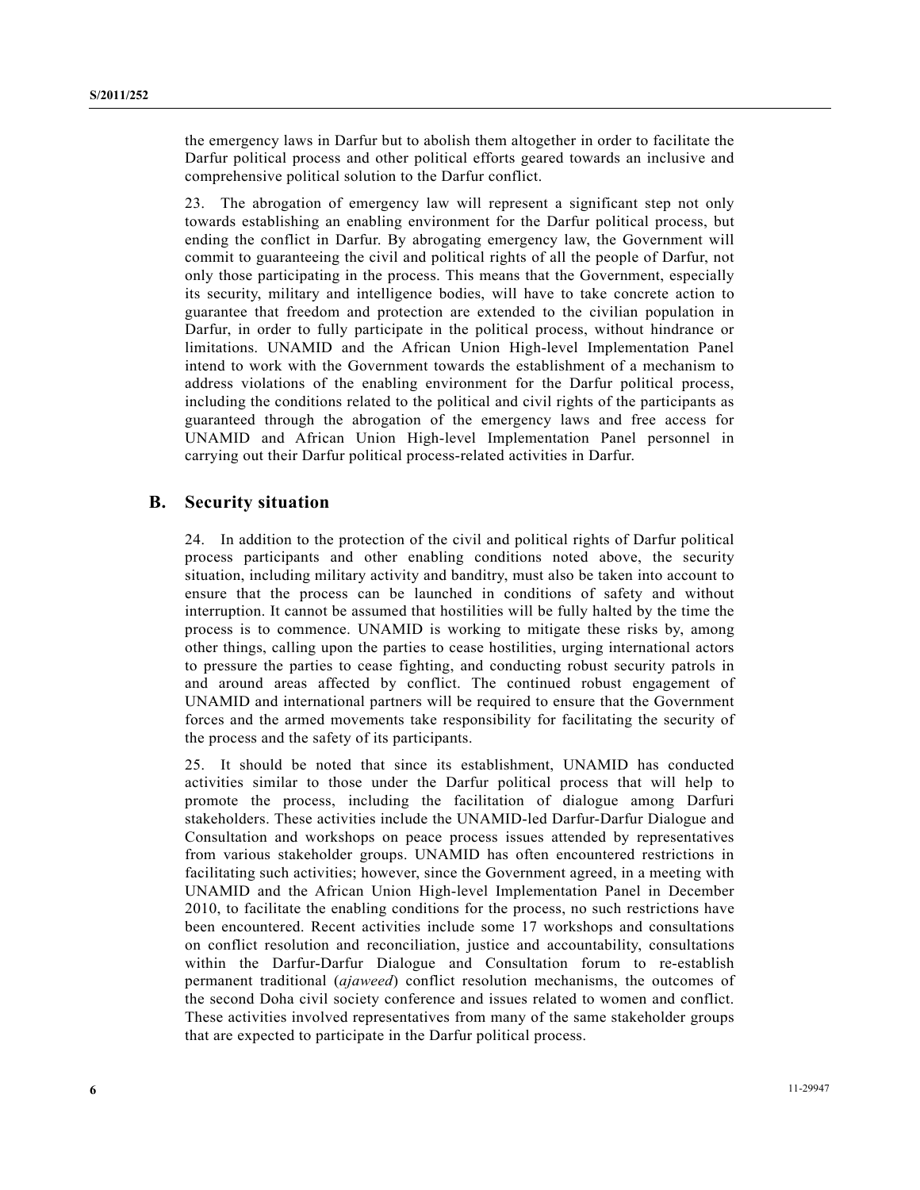the emergency laws in Darfur but to abolish them altogether in order to facilitate the Darfur political process and other political efforts geared towards an inclusive and comprehensive political solution to the Darfur conflict.

23. The abrogation of emergency law will represent a significant step not only towards establishing an enabling environment for the Darfur political process, but ending the conflict in Darfur. By abrogating emergency law, the Government will commit to guaranteeing the civil and political rights of all the people of Darfur, not only those participating in the process. This means that the Government, especially its security, military and intelligence bodies, will have to take concrete action to guarantee that freedom and protection are extended to the civilian population in Darfur, in order to fully participate in the political process, without hindrance or limitations. UNAMID and the African Union High-level Implementation Panel intend to work with the Government towards the establishment of a mechanism to address violations of the enabling environment for the Darfur political process, including the conditions related to the political and civil rights of the participants as guaranteed through the abrogation of the emergency laws and free access for UNAMID and African Union High-level Implementation Panel personnel in carrying out their Darfur political process-related activities in Darfur.

## B. Security situation

24. In addition to the protection of the civil and political rights of Darfur political process participants and other enabling conditions noted above, the security situation, including military activity and banditry, must also be taken into account to ensure that the process can be launched in conditions of safety and without interruption. It cannot be assumed that hostilities will be fully halted by the time the process is to commence. UNAMID is working to mitigate these risks by, among other things, calling upon the parties to cease hostilities, urging international actors to pressure the parties to cease fighting, and conducting robust security patrols in and around areas affected by conflict. The continued robust engagement of UNAMID and international partners will be required to ensure that the Government forces and the armed movements take responsibility for facilitating the security of the process and the safety of its participants.

25. It should be noted that since its establishment, UNAMID has conducted activities similar to those under the Darfur political process that will help to promote the process, including the facilitation of dialogue among Darfuri stakeholders. These activities include the UNAMID-led Darfur-Darfur Dialogue and Consultation and workshops on peace process issues attended by representatives from various stakeholder groups. UNAMID has often encountered restrictions in facilitating such activities; however, since the Government agreed, in a meeting with UNAMID and the African Union High-level Implementation Panel in December 2010, to facilitate the enabling conditions for the process, no such restrictions have been encountered. Recent activities include some 17 workshops and consultations on conflict resolution and reconciliation, justice and accountability, consultations within the Darfur-Darfur Dialogue and Consultation forum to re-establish permanent traditional (*ajaweed*) conflict resolution mechanisms, the outcomes of the second Doha civil society conference and issues related to women and conflict. These activities involved representatives from many of the same stakeholder groups that are expected to participate in the Darfur political process.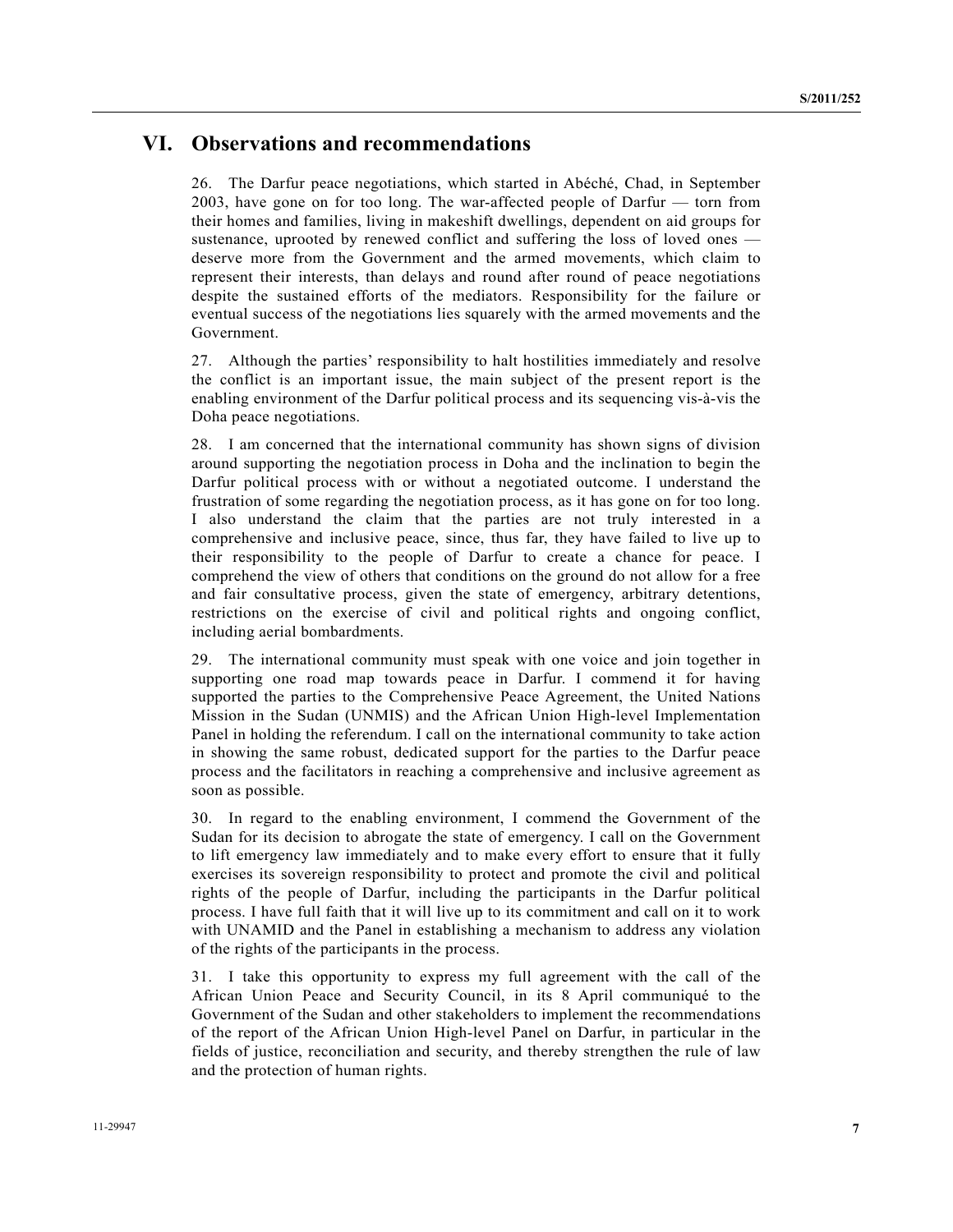# VI. Observations and recommendations

26. The Darfur peace negotiations, which started in Abéché, Chad, in September 2003, have gone on for too long. The war-affected people of Darfur — torn from their homes and families, living in makeshift dwellings, dependent on aid groups for sustenance, uprooted by renewed conflict and suffering the loss of loved ones — deserve more from the Government and the armed movements, which claim to represent their interests, than delays and round after round of peace negotiations despite the sustained efforts of the mediators. Responsibility for the failure or eventual success of the negotiations lies squarely with the armed movements and the Government.

27. Although the parties' responsibility to halt hostilities immediately and resolve the conflict is an important issue, the main subject of the present report is the enabling environment of the Darfur political process and its sequencing vis-à-vis the Doha peace negotiations.

28. I am concerned that the international community has shown signs of division around supporting the negotiation process in Doha and the inclination to begin the Darfur political process with or without a negotiated outcome. I understand the frustration of some regarding the negotiation process, as it has gone on for too long. I also understand the claim that the parties are not truly interested in a comprehensive and inclusive peace, since, thus far, they have failed to live up to their responsibility to the people of Darfur to create a chance for peace. I comprehend the view of others that conditions on the ground do not allow for a free and fair consultative process, given the state of emergency, arbitrary detentions, restrictions on the exercise of civil and political rights and ongoing conflict, including aerial bombardments.

29. The international community must speak with one voice and join together in supporting one road map towards peace in Darfur. I commend it for having supported the parties to the Comprehensive Peace Agreement, the United Nations Mission in the Sudan (UNMIS) and the African Union High-level Implementation Panel in holding the referendum. I call on the international community to take action in showing the same robust, dedicated support for the parties to the Darfur peace process and the facilitators in reaching a comprehensive and inclusive agreement as soon as possible.

30. In regard to the enabling environment, I commend the Government of the Sudan for its decision to abrogate the state of emergency. I call on the Government to lift emergency law immediately and to make every effort to ensure that it fully exercises its sovereign responsibility to protect and promote the civil and political rights of the people of Darfur, including the participants in the Darfur political process. I have full faith that it will live up to its commitment and call on it to work with UNAMID and the Panel in establishing a mechanism to address any violation of the rights of the participants in the process.

31. I take this opportunity to express my full agreement with the call of the African Union Peace and Security Council, in its 8 April communiqué to the Government of the Sudan and other stakeholders to implement the recommendations of the report of the African Union High-level Panel on Darfur, in particular in the fields of justice, reconciliation and security, and thereby strengthen the rule of law and the protection of human rights.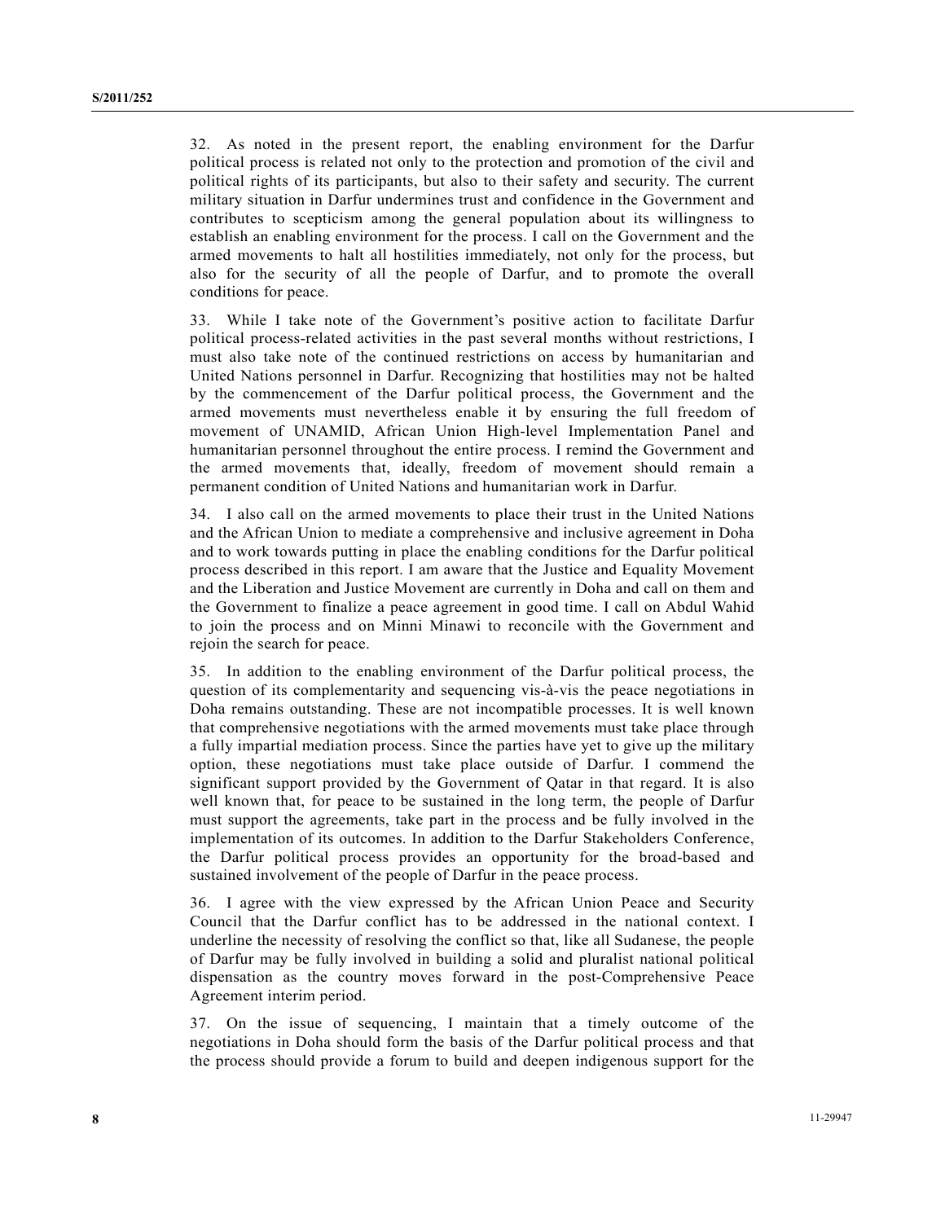32. As noted in the present report, the enabling environment for the Darfur political process is related not only to the protection and promotion of the civil and political rights of its participants, but also to their safety and security. The current military situation in Darfur undermines trust and confidence in the Government and contributes to scepticism among the general population about its willingness to establish an enabling environment for the process. I call on the Government and the armed movements to halt all hostilities immediately, not only for the process, but also for the security of all the people of Darfur, and to promote the overall conditions for peace.

33. While I take note of the Government's positive action to facilitate Darfur political process-related activities in the past several months without restrictions, I must also take note of the continued restrictions on access by humanitarian and United Nations personnel in Darfur. Recognizing that hostilities may not be halted by the commencement of the Darfur political process, the Government and the armed movements must nevertheless enable it by ensuring the full freedom of movement of UNAMID, African Union High-level Implementation Panel and humanitarian personnel throughout the entire process. I remind the Government and the armed movements that, ideally, freedom of movement should remain a permanent condition of United Nations and humanitarian work in Darfur.

34. I also call on the armed movements to place their trust in the United Nations and the African Union to mediate a comprehensive and inclusive agreement in Doha and to work towards putting in place the enabling conditions for the Darfur political process described in this report. I am aware that the Justice and Equality Movement and the Liberation and Justice Movement are currently in Doha and call on them and the Government to finalize a peace agreement in good time. I call on Abdul Wahid to join the process and on Minni Minawi to reconcile with the Government and rejoin the search for peace.

35. In addition to the enabling environment of the Darfur political process, the question of its complementarity and sequencing vis-à-vis the peace negotiations in Doha remains outstanding. These are not incompatible processes. It is well known that comprehensive negotiations with the armed movements must take place through a fully impartial mediation process. Since the parties have yet to give up the military option, these negotiations must take place outside of Darfur. I commend the significant support provided by the Government of Qatar in that regard. It is also well known that, for peace to be sustained in the long term, the people of Darfur must support the agreements, take part in the process and be fully involved in the implementation of its outcomes. In addition to the Darfur Stakeholders Conference, the Darfur political process provides an opportunity for the broad-based and sustained involvement of the people of Darfur in the peace process.

36. I agree with the view expressed by the African Union Peace and Security Council that the Darfur conflict has to be addressed in the national context. I underline the necessity of resolving the conflict so that, like all Sudanese, the people of Darfur may be fully involved in building a solid and pluralist national political dispensation as the country moves forward in the post-Comprehensive Peace Agreement interim period.

37. On the issue of sequencing, I maintain that a timely outcome of the negotiations in Doha should form the basis of the Darfur political process and that the process should provide a forum to build and deepen indigenous support for the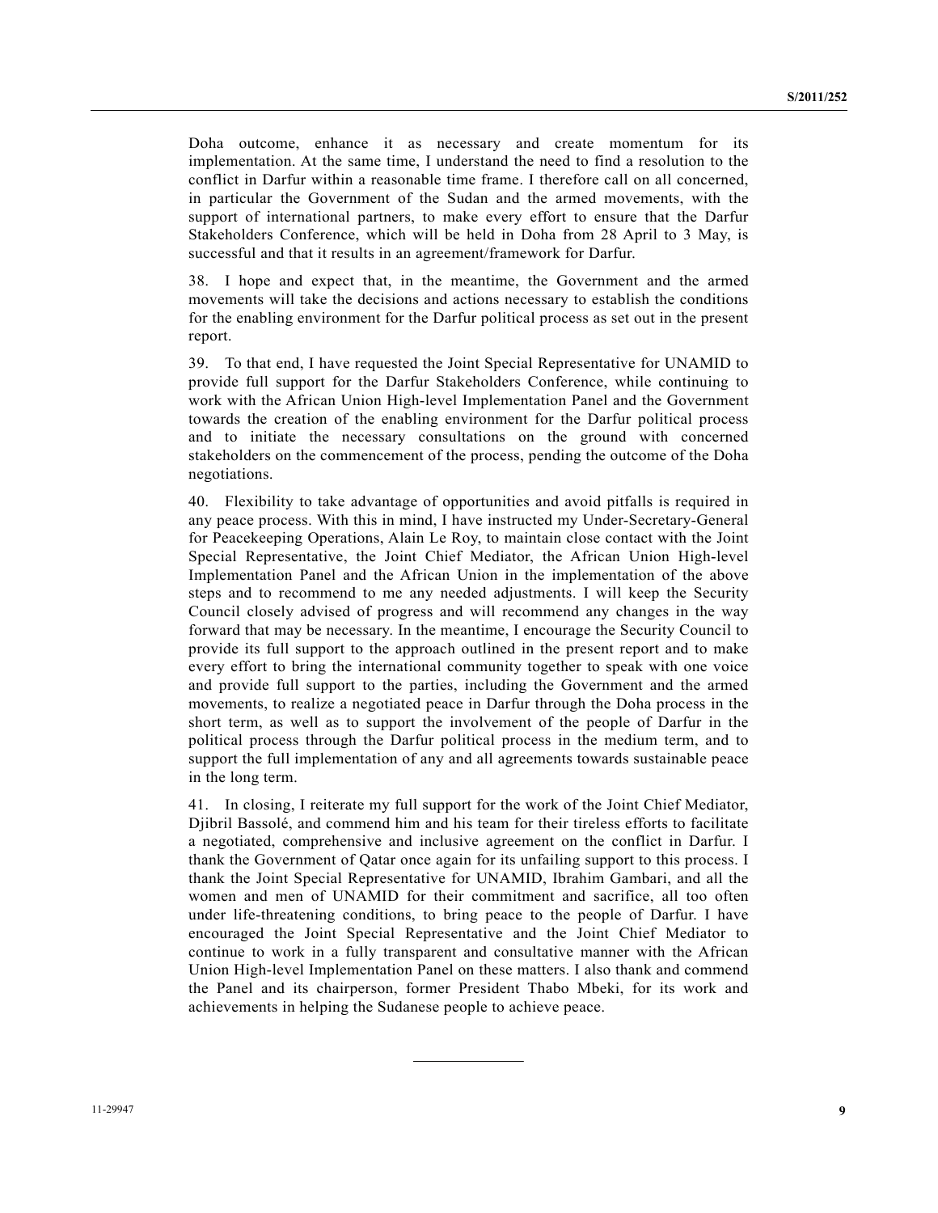Doha outcome, enhance it as necessary and create momentum for its implementation. At the same time, I understand the need to find a resolution to the conflict in Darfur within a reasonable time frame. I therefore call on all concerned, in particular the Government of the Sudan and the armed movements, with the support of international partners, to make every effort to ensure that the Darfur Stakeholders Conference, which will be held in Doha from 28 April to 3 May, is successful and that it results in an agreement/framework for Darfur.

38. I hope and expect that, in the meantime, the Government and the armed movements will take the decisions and actions necessary to establish the conditions for the enabling environment for the Darfur political process as set out in the present report.

39. To that end, I have requested the Joint Special Representative for UNAMID to provide full support for the Darfur Stakeholders Conference, while continuing to work with the African Union High-level Implementation Panel and the Government towards the creation of the enabling environment for the Darfur political process and to initiate the necessary consultations on the ground with concerned stakeholders on the commencement of the process, pending the outcome of the Doha negotiations.

40. Flexibility to take advantage of opportunities and avoid pitfalls is required in any peace process. With this in mind, I have instructed my Under-Secretary-General for Peacekeeping Operations, Alain Le Roy, to maintain close contact with the Joint Special Representative, the Joint Chief Mediator, the African Union High-level Implementation Panel and the African Union in the implementation of the above steps and to recommend to me any needed adjustments. I will keep the Security Council closely advised of progress and will recommend any changes in the way forward that may be necessary. In the meantime, I encourage the Security Council to provide its full support to the approach outlined in the present report and to make every effort to bring the international community together to speak with one voice and provide full support to the parties, including the Government and the armed movements, to realize a negotiated peace in Darfur through the Doha process in the short term, as well as to support the involvement of the people of Darfur in the political process through the Darfur political process in the medium term, and to support the full implementation of any and all agreements towards sustainable peace in the long term.

41. In closing, I reiterate my full support for the work of the Joint Chief Mediator, Djibril Bassolé, and commend him and his team for their tireless efforts to facilitate a negotiated, comprehensive and inclusive agreement on the conflict in Darfur. I thank the Government of Qatar once again for its unfailing support to this process. I thank the Joint Special Representative for UNAMID, Ibrahim Gambari, and all the women and men of UNAMID for their commitment and sacrifice, all too often under life-threatening conditions, to bring peace to the people of Darfur. I have encouraged the Joint Special Representative and the Joint Chief Mediator to continue to work in a fully transparent and consultative manner with the African Union High-level Implementation Panel on these matters. I also thank and commend the Panel and its chairperson, former President Thabo Mbeki, for its work and achievements in helping the Sudanese people to achieve peace.